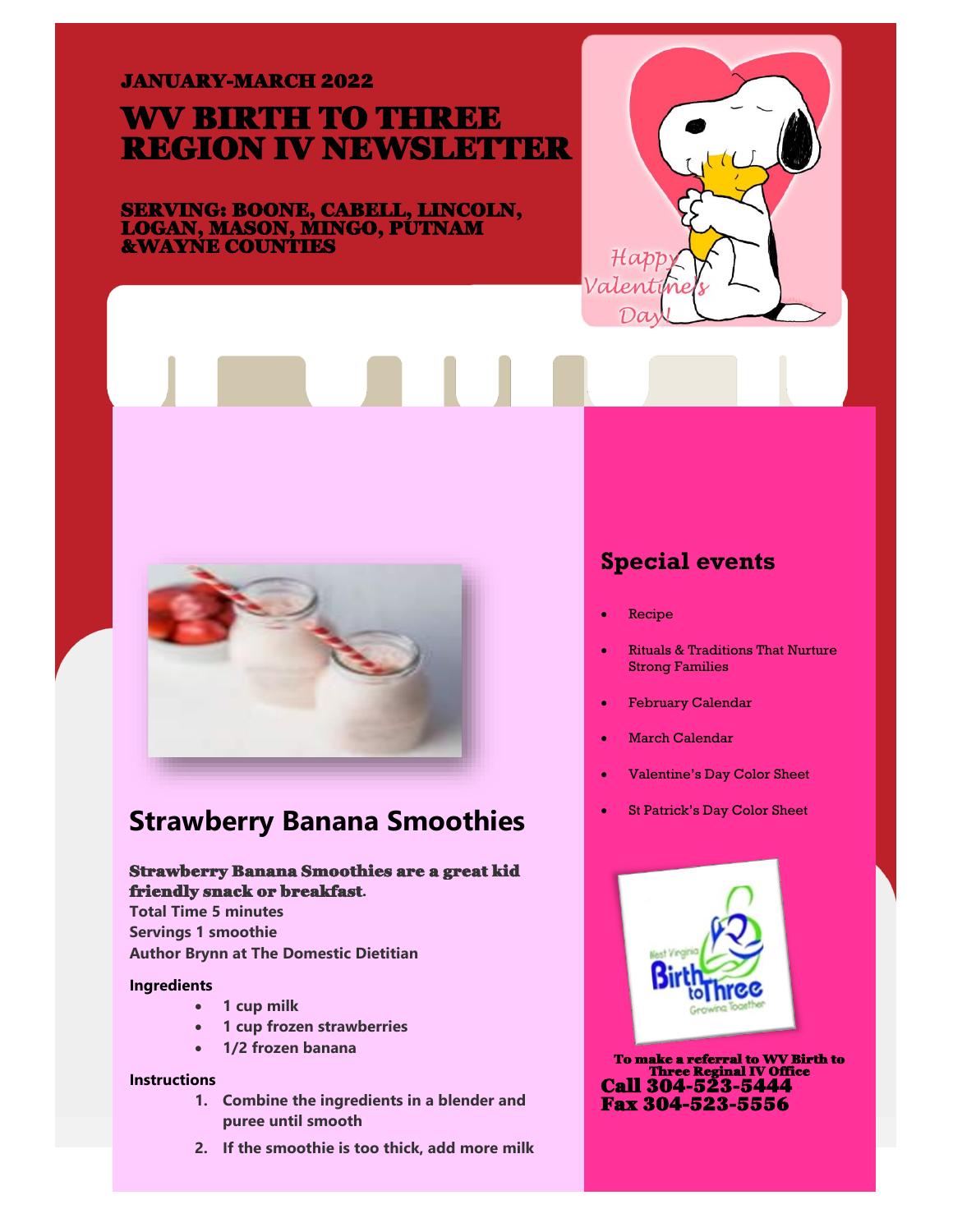JANUARY-MARCH 2022

# WV BIRTH TO THREE REGION IV NEWSLETTER

SERVING: BOONE, CABELL, LINCOLN, LOGAN, MASON, MINGO, PUTNAM &WAYNE COUNTIES

## Strawberry Banana Smoothies

**Strawberry Banana Smoothies are a great kid friendly snack or breakfast.**

**Total Time 5 minutes**
**Servings 1 smoothie**
**Author Brynn at The Domestic Dietitian**

### Ingredients

- **1 cup milk**
- **1 cup frozen strawberries**
- **1/2 frozen banana**

### Instructions

1. **Combine the ingredients in a blender and puree until smooth**
2. **If the smoothie is too thick, add more milk**

## Special events

- Recipe
- Rituals & Traditions That Nurture Strong Families
- February Calendar
- March Calendar
- Valentine's Day Color Sheet
- St Patrick's Day Color Sheet

**To make a referral to WV Birth to Three Reginal IV Office**
**Call 304-523-5444**
**Fax 304-523-5556**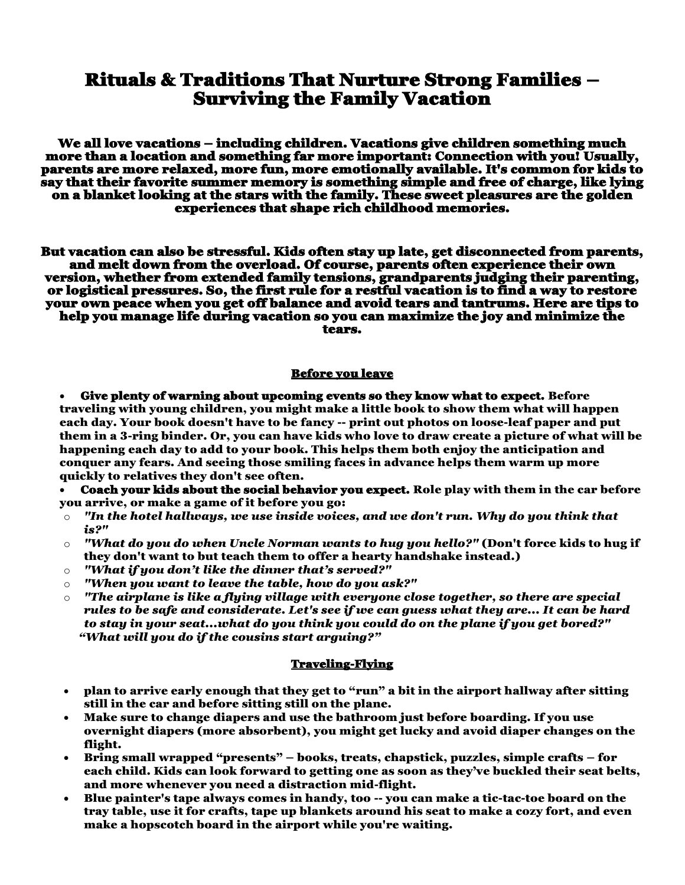# Rituals & Traditions That Nurture Strong Families – Surviving the Family Vacation

**We all love vacations – including children. Vacations give children something much more than a location and something far more important: Connection with you! Usually, parents are more relaxed, more fun, more emotionally available. It's common for kids to say that their favorite summer memory is something simple and free of charge, like lying on a blanket looking at the stars with the family. These sweet pleasures are the golden experiences that shape rich childhood memories.**

**But vacation can also be stressful. Kids often stay up late, get disconnected from parents, and melt down from the overload. Of course, parents often experience their own version, whether from extended family tensions, grandparents judging their parenting, or logistical pressures. So, the first rule for a restful vacation is to find a way to restore your own peace when you get off balance and avoid tears and tantrums. Here are tips to help you manage life during vacation so you can maximize the joy and minimize the tears.**

## Before you leave

- **Give plenty of warning about upcoming events so they know what to expect.** Before traveling with young children, you might make a little book to show them what will happen each day. Your book doesn't have to be fancy -- print out photos on loose-leaf paper and put them in a 3-ring binder. Or, you can have kids who love to draw create a picture of what will be happening each day to add to your book. This helps them both enjoy the anticipation and conquer any fears. And seeing those smiling faces in advance helps them warm up more quickly to relatives they don't see often.
- **Coach your kids about the social behavior you expect.** Role play with them in the car before you arrive, or make a game of it before you go:
  - *"In the hotel hallways, we use inside voices, and we don't run. Why do you think that is?"*
  - *"What do you do when Uncle Norman wants to hug you hello?"* (Don't force kids to hug if they don't want to but teach them to offer a hearty handshake instead.)
  - *"What if you don't like the dinner that's served?"*
  - *"When you want to leave the table, how do you ask?"*
  - *"The airplane is like a flying village with everyone close together, so there are special rules to be safe and considerate. Let's see if we can guess what they are... It can be hard to stay in your seat...what do you think you could do on the plane if you get bored?"*
    *"What will you do if the cousins start arguing?"*

## Traveling-Flying

- plan to arrive early enough that they get to "run" a bit in the airport hallway after sitting still in the car and before sitting still on the plane.
- Make sure to change diapers and use the bathroom just before boarding. If you use overnight diapers (more absorbent), you might get lucky and avoid diaper changes on the flight.
- Bring small wrapped "presents" – books, treats, chapstick, puzzles, simple crafts – for each child. Kids can look forward to getting one as soon as they've buckled their seat belts, and more whenever you need a distraction mid-flight.
- Blue painter's tape always comes in handy, too -- you can make a tic-tac-toe board on the tray table, use it for crafts, tape up blankets around his seat to make a cozy fort, and even make a hopscotch board in the airport while you're waiting.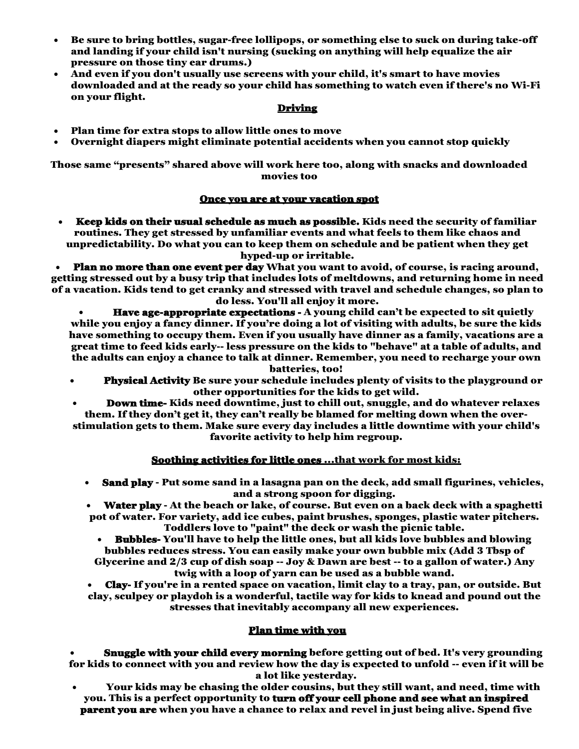- Be sure to bring bottles, sugar-free lollipops, or something else to suck on during take-off and landing if your child isn't nursing (sucking on anything will help equalize the air pressure on those tiny ear drums.)
- And even if you don't usually use screens with your child, it's smart to have movies downloaded and at the ready so your child has something to watch even if there's no Wi-Fi on your flight.

## Driving

- Plan time for extra stops to allow little ones to move
- Overnight diapers might eliminate potential accidents when you cannot stop quickly

Those same "presents" shared above will work here too, along with snacks and downloaded movies too

## Once you are at your vacation spot

- **Keep kids on their usual schedule as much as possible.** Kids need the security of familiar routines. They get stressed by unfamiliar events and what feels to them like chaos and unpredictability. Do what you can to keep them on schedule and be patient when they get hyped-up or irritable.
- **Plan no more than one event per day** What you want to avoid, of course, is racing around, getting stressed out by a busy trip that includes lots of meltdowns, and returning home in need of a vacation. Kids tend to get cranky and stressed with travel and schedule changes, so plan to do less. You'll all enjoy it more.
- **Have age-appropriate expectations** - A young child can't be expected to sit quietly while you enjoy a fancy dinner. If you're doing a lot of visiting with adults, be sure the kids have something to occupy them. Even if you usually have dinner as a family, vacations are a great time to feed kids early-- less pressure on the kids to "behave" at a table of adults, and the adults can enjoy a chance to talk at dinner. Remember, you need to recharge your own batteries, too!
- **Physical Activity** Be sure your schedule includes plenty of visits to the playground or other opportunities for the kids to get wild.
- **Down time-** Kids need downtime, just to chill out, snuggle, and do whatever relaxes them. If they don't get it, they can't really be blamed for melting down when the over-stimulation gets to them. Make sure every day includes a little downtime with your child's favorite activity to help him regroup.

## Soothing activities for little ones ...that work for most kids:

- **Sand play** - Put some sand in a lasagna pan on the deck, add small figurines, vehicles, and a strong spoon for digging.
- **Water play** - At the beach or lake, of course. But even on a back deck with a spaghetti pot of water. For variety, add ice cubes, paint brushes, sponges, plastic water pitchers. Toddlers love to "paint" the deck or wash the picnic table.
- **Bubbles-** You'll have to help the little ones, but all kids love bubbles and blowing bubbles reduces stress. You can easily make your own bubble mix (Add 3 Tbsp of Glycerine and 2/3 cup of dish soap -- Joy & Dawn are best -- to a gallon of water.) Any twig with a loop of yarn can be used as a bubble wand.
- **Clay-** If you're in a rented space on vacation, limit clay to a tray, pan, or outside. But clay, sculpey or playdoh is a wonderful, tactile way for kids to knead and pound out the stresses that inevitably accompany all new experiences.

## Plan time with you

- **Snuggle with your child every morning** before getting out of bed. It's very grounding for kids to connect with you and review how the day is expected to unfold -- even if it will be a lot like yesterday.
- Your kids may be chasing the older cousins, but they still want, and need, time with you. This is a perfect opportunity to **turn off your cell phone and see what an inspired parent you are** when you have a chance to relax and revel in just being alive. Spend five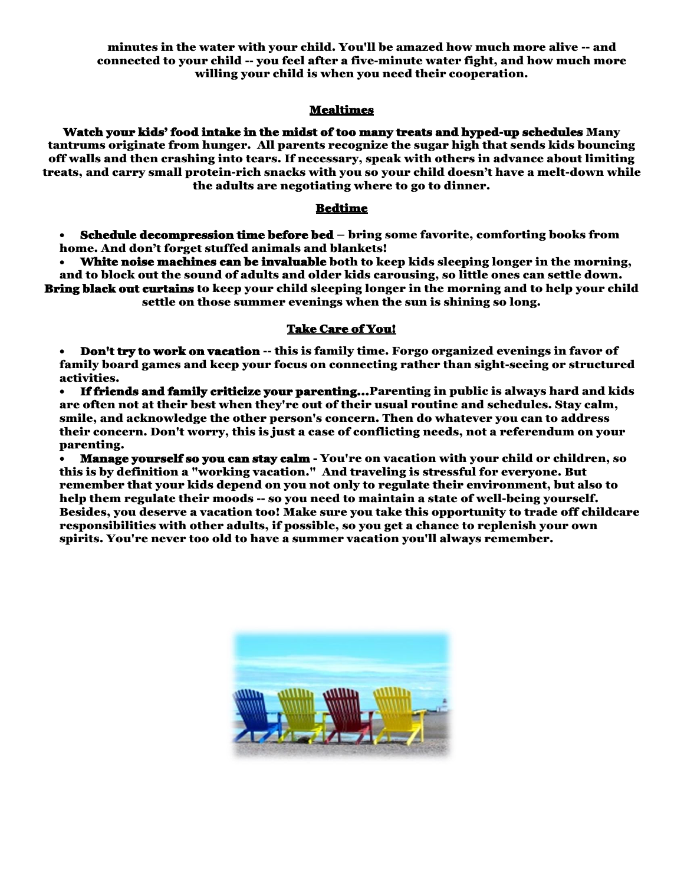minutes in the water with your child. You'll be amazed how much more alive -- and connected to your child -- you feel after a five-minute water fight, and how much more willing your child is when you need their cooperation.

## Mealtimes

**Watch your kids' food intake in the midst of too many treats and hyped-up schedules** Many tantrums originate from hunger. All parents recognize the sugar high that sends kids bouncing off walls and then crashing into tears. If necessary, speak with others in advance about limiting treats, and carry small protein-rich snacks with you so your child doesn't have a melt-down while the adults are negotiating where to go to dinner.

## Bedtime

- **Schedule decompression time before bed** – bring some favorite, comforting books from home. And don't forget stuffed animals and blankets!
- **White noise machines can be invaluable** both to keep kids sleeping longer in the morning, and to block out the sound of adults and older kids carousing, so little ones can settle down.

**Bring black out curtains** to keep your child sleeping longer in the morning and to help your child settle on those summer evenings when the sun is shining so long.

## Take Care of You!

- **Don't try to work on vacation** -- this is family time. Forgo organized evenings in favor of family board games and keep your focus on connecting rather than sight-seeing or structured activities.
- **If friends and family criticize your parenting…**Parenting in public is always hard and kids are often not at their best when they're out of their usual routine and schedules. Stay calm, smile, and acknowledge the other person's concern. Then do whatever you can to address their concern. Don't worry, this is just a case of conflicting needs, not a referendum on your parenting.
- **Manage yourself so you can stay calm** - You're on vacation with your child or children, so this is by definition a "working vacation." And traveling is stressful for everyone. But remember that your kids depend on you not only to regulate their environment, but also to help them regulate their moods -- so you need to maintain a state of well-being yourself. Besides, you deserve a vacation too! Make sure you take this opportunity to trade off childcare responsibilities with other adults, if possible, so you get a chance to replenish your own spirits. You're never too old to have a summer vacation you'll always remember.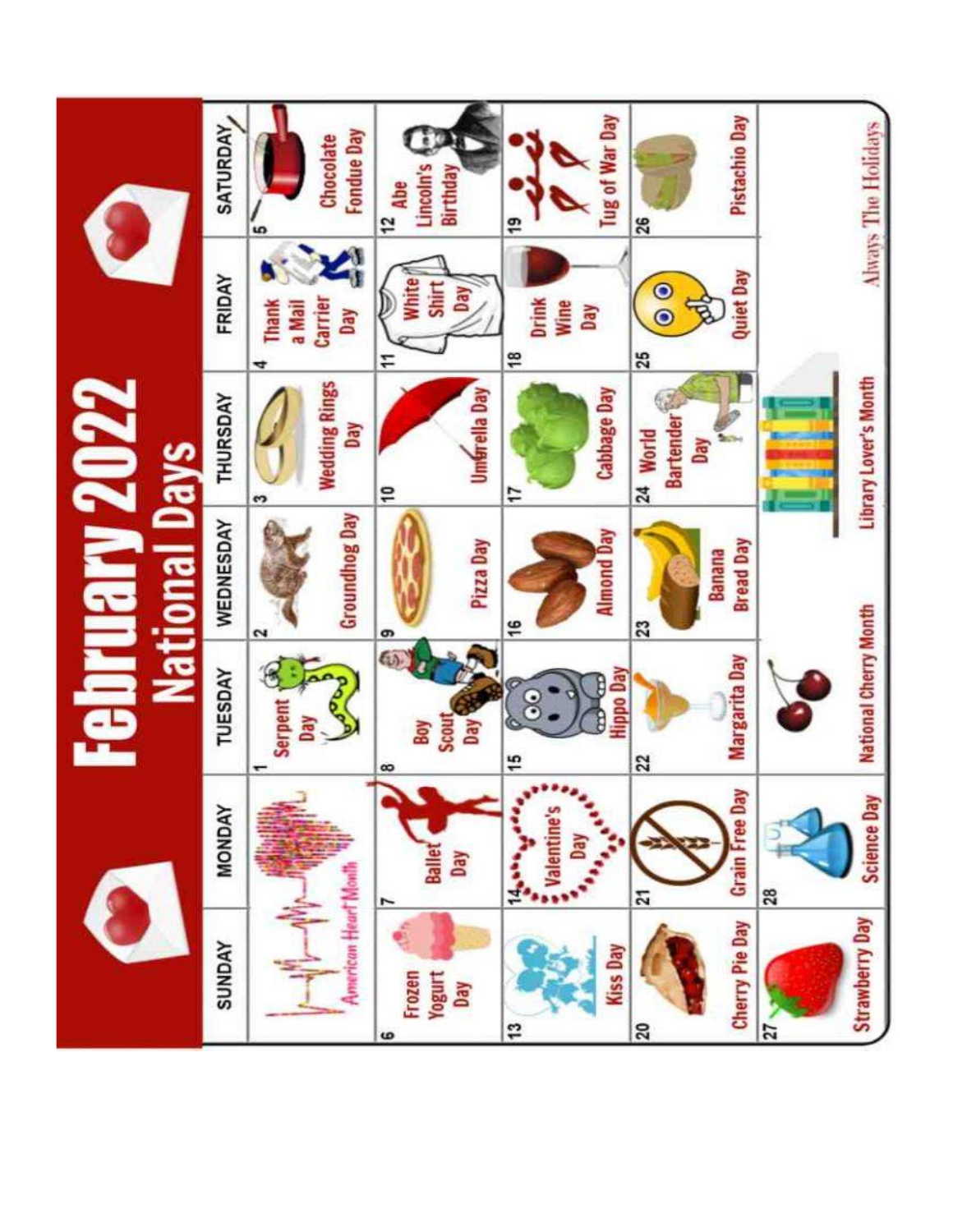# February 2022

## National Days

| SUNDAY | MONDAY | TUESDAY | WEDNESDAY | THURSDAY | FRIDAY | SATURDAY |
|---|---|---|---|---|---|---|
| American Heart Month | | 1 Serpent Day | 2 Groundhog Day | 3 Wedding Rings Day | 4 Thank a Mail Carrier Day | 5 Chocolate Fondue Day |
| 6 Frozen Yogurt Day | 7 Ballet Day | 8 Boy Scout Day | 9 Pizza Day | 10 Umbrella Day | 11 White Shirt Day | 12 Abe Lincoln's Birthday |
| 13 Kiss Day | 14 Valentine's Day | 15 Hippo Day | 16 Almond Day | 17 Cabbage Day | 18 Drink Wine Day | 19 Tug of War Day |
| 20 Cherry Pie Day | 21 Grain Free Day | 22 Margarita Day | 23 Banana Bread Day | 24 World Bartender Day | 25 Quiet Day | 26 Pistachio Day |
| 27 Strawberry Day | 28 Science Day | National Cherry Month | | Library Lover's Month | | |

Always The Holidays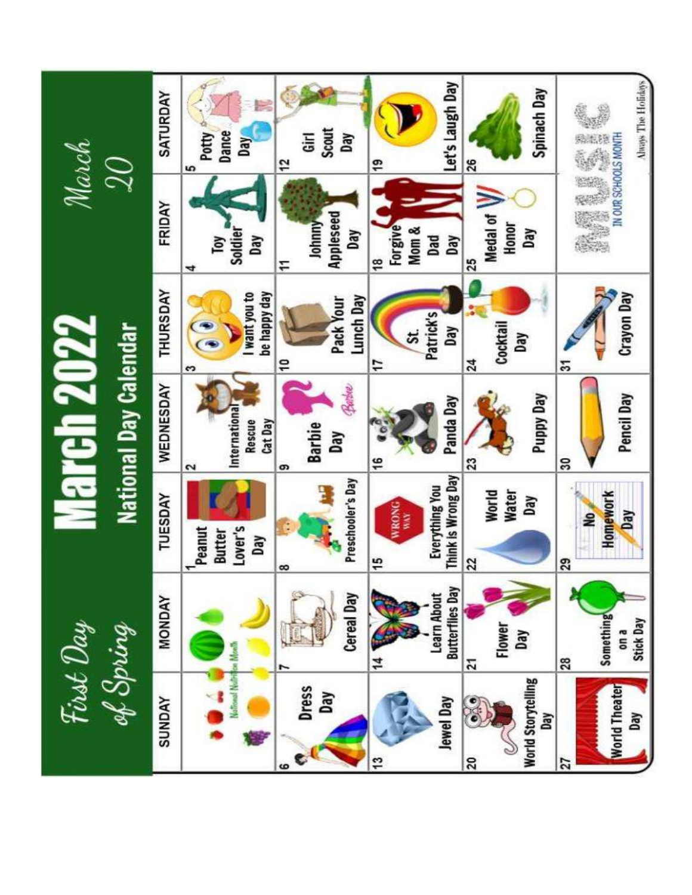# March 2022

## National Day Calendar

First Day of Spring — March 20

| SUNDAY | MONDAY | TUESDAY | WEDNESDAY | THURSDAY | FRIDAY | SATURDAY |
|---|---|---|---|---|---|---|
| National Nutrition Month | | 1 Peanut Butter Lover's Day | 2 International Rescue Cat Day | 3 I want you to be happy day | 4 Toy Soldier Day | 5 Potty Dance Day |
| 6 Dress Day | 7 Cereal Day | 8 Preschooler's Day | 9 Barbie Day | 10 Pack Your Lunch Day | 11 Johnny Appleseed Day | 12 Girl Scout Day |
| 13 Jewel Day | 14 Learn About Butterflies Day | 15 Everything You Think is Wrong Day | 16 Panda Day | 17 St. Patrick's Day | 18 Forgive Mom & Dad Day | 19 Let's Laugh Day |
| 20 World Storytelling Day | 21 Flower Day | 22 World Water Day | 23 Puppy Day | 24 Cocktail Day | 25 Medal of Honor Day | 26 Spinach Day |
| 27 World Theater Day | 28 Something on a Stick Day | 29 No Homework Day | 30 Pencil Day | 31 Crayon Day | MUSIC IN OUR SCHOOLS MONTH | |

Always The Holidays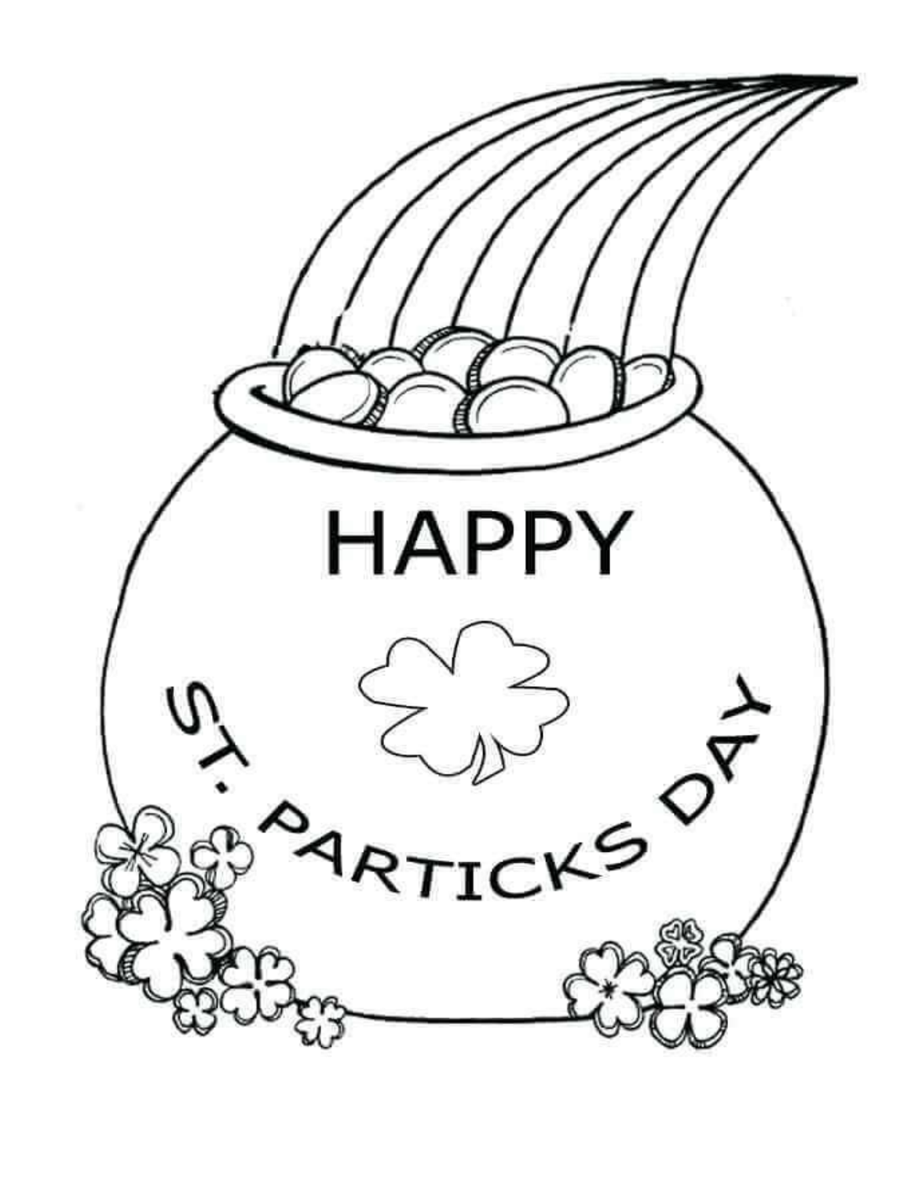HAPPY

ST. PARTICKS DAY